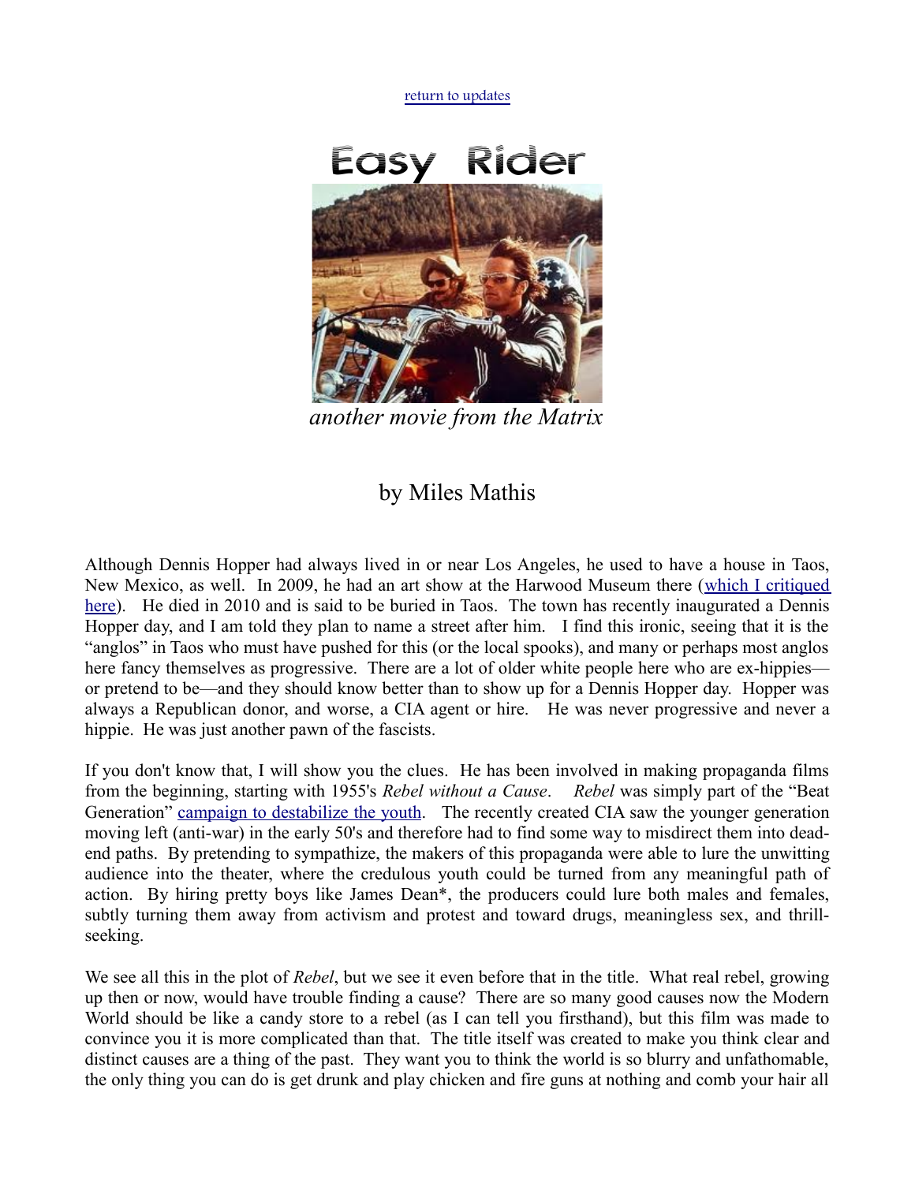return to updates

# Easy Rider

*another movie from the Matrix*

## by Miles Mathis

Although Dennis Hopper had always lived in or near Los Angeles, he used to have a house in Taos, New Mexico, as well. In 2009, he had an art show at the Harwood Museum there (which I critiqued here). He died in 2010 and is said to be buried in Taos. The town has recently inaugurated a Dennis Hopper day, and I am told they plan to name a street after him. I find this ironic, seeing that it is the "anglos" in Taos who must have pushed for this (or the local spooks), and many or perhaps most anglos here fancy themselves as progressive. There are a lot of older white people here who are ex-hippies—or pretend to be—and they should know better than to show up for a Dennis Hopper day. Hopper was always a Republican donor, and worse, a CIA agent or hire. He was never progressive and never a hippie. He was just another pawn of the fascists.

If you don't know that, I will show you the clues. He has been involved in making propaganda films from the beginning, starting with 1955's *Rebel without a Cause*. *Rebel* was simply part of the "Beat Generation" campaign to destabilize the youth. The recently created CIA saw the younger generation moving left (anti-war) in the early 50's and therefore had to find some way to misdirect them into dead-end paths. By pretending to sympathize, the makers of this propaganda were able to lure the unwitting audience into the theater, where the credulous youth could be turned from any meaningful path of action. By hiring pretty boys like James Dean*, the producers could lure both males and females, subtly turning them away from activism and protest and toward drugs, meaningless sex, and thrill-seeking.

We see all this in the plot of *Rebel*, but we see it even before that in the title. What real rebel, growing up then or now, would have trouble finding a cause? There are so many good causes now the Modern World should be like a candy store to a rebel (as I can tell you firsthand), but this film was made to convince you it is more complicated than that. The title itself was created to make you think clear and distinct causes are a thing of the past. They want you to think the world is so blurry and unfathomable, the only thing you can do is get drunk and play chicken and fire guns at nothing and comb your hair all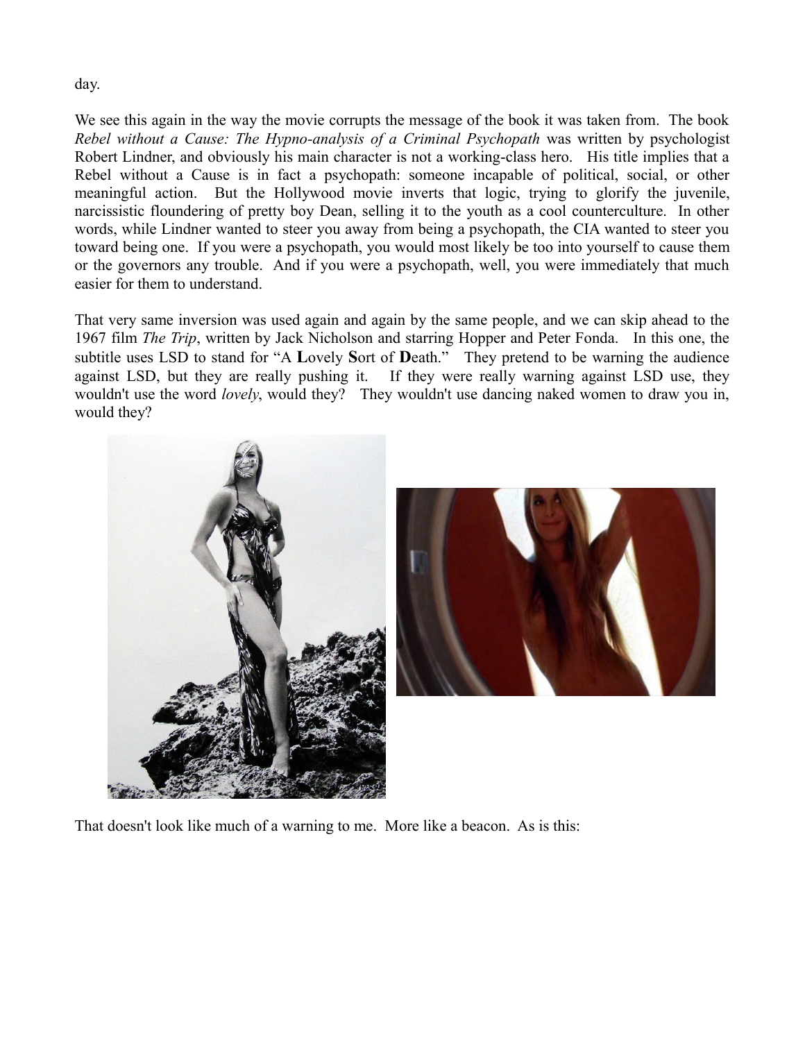day.

We see this again in the way the movie corrupts the message of the book it was taken from. The book *Rebel without a Cause: The Hypno-analysis of a Criminal Psychopath* was written by psychologist Robert Lindner, and obviously his main character is not a working-class hero. His title implies that a Rebel without a Cause is in fact a psychopath: someone incapable of political, social, or other meaningful action. But the Hollywood movie inverts that logic, trying to glorify the juvenile, narcissistic floundering of pretty boy Dean, selling it to the youth as a cool counterculture. In other words, while Lindner wanted to steer you away from being a psychopath, the CIA wanted to steer you toward being one. If you were a psychopath, you would most likely be too into yourself to cause them or the governors any trouble. And if you were a psychopath, well, you were immediately that much easier for them to understand.

That very same inversion was used again and again by the same people, and we can skip ahead to the 1967 film *The Trip*, written by Jack Nicholson and starring Hopper and Peter Fonda. In this one, the subtitle uses LSD to stand for "A **L**ovely **S**ort of **D**eath." They pretend to be warning the audience against LSD, but they are really pushing it. If they were really warning against LSD use, they wouldn't use the word *lovely*, would they? They wouldn't use dancing naked women to draw you in, would they?

That doesn't look like much of a warning to me. More like a beacon. As is this: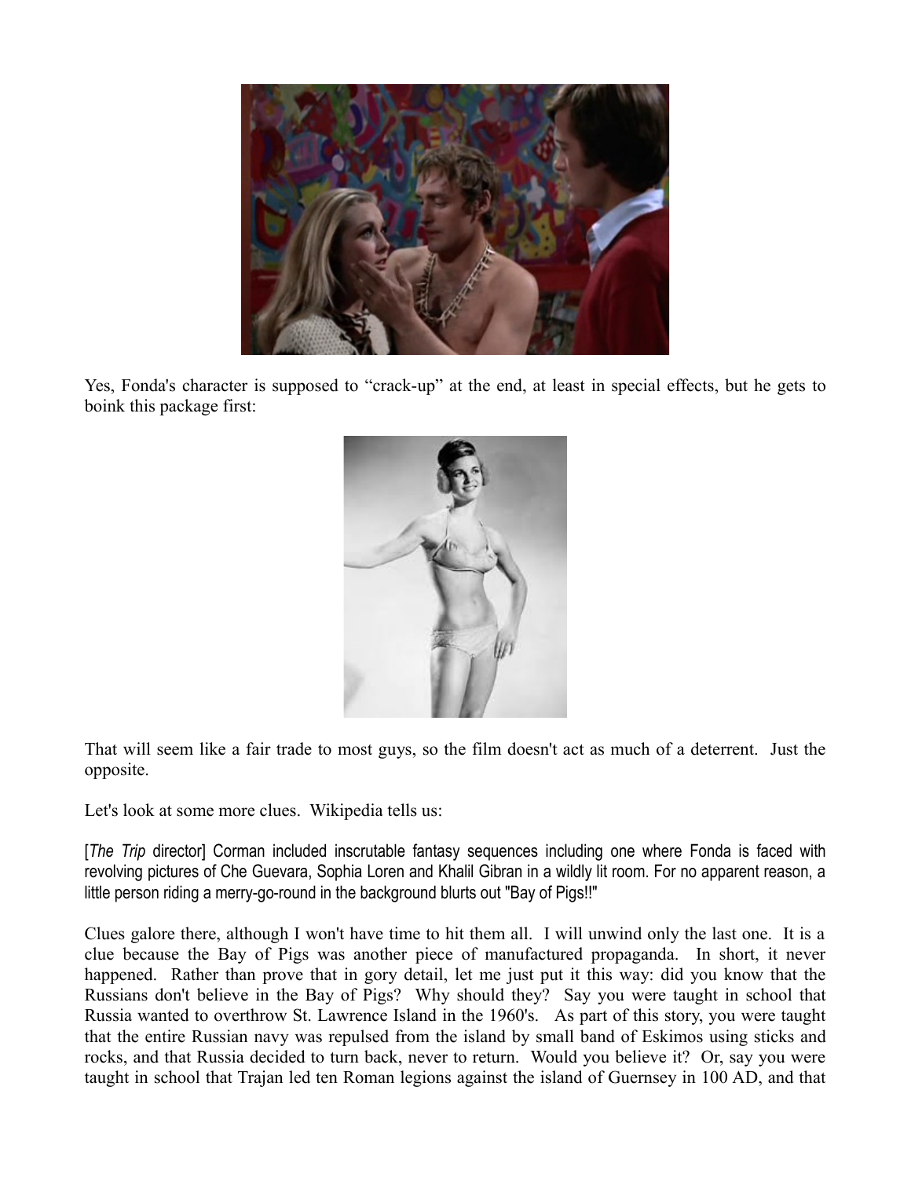Yes, Fonda's character is supposed to "crack-up" at the end, at least in special effects, but he gets to boink this package first:

That will seem like a fair trade to most guys, so the film doesn't act as much of a deterrent. Just the opposite.

Let's look at some more clues. Wikipedia tells us:

[*The Trip* director] Corman included inscrutable fantasy sequences including one where Fonda is faced with revolving pictures of Che Guevara, Sophia Loren and Khalil Gibran in a wildly lit room. For no apparent reason, a little person riding a merry-go-round in the background blurts out "Bay of Pigs!!"

Clues galore there, although I won't have time to hit them all. I will unwind only the last one. It is a clue because the Bay of Pigs was another piece of manufactured propaganda. In short, it never happened. Rather than prove that in gory detail, let me just put it this way: did you know that the Russians don't believe in the Bay of Pigs? Why should they? Say you were taught in school that Russia wanted to overthrow St. Lawrence Island in the 1960's. As part of this story, you were taught that the entire Russian navy was repulsed from the island by small band of Eskimos using sticks and rocks, and that Russia decided to turn back, never to return. Would you believe it? Or, say you were taught in school that Trajan led ten Roman legions against the island of Guernsey in 100 AD, and that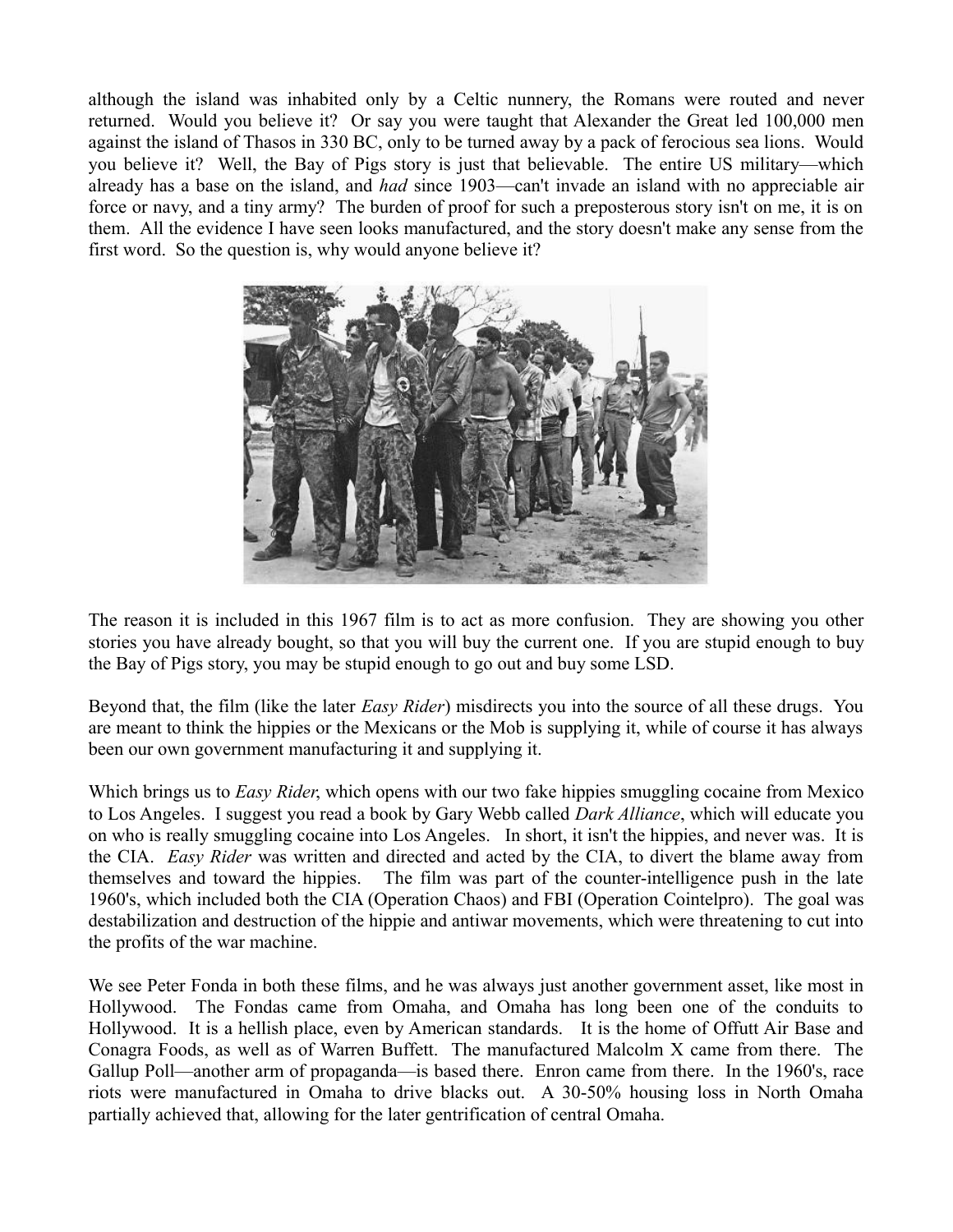although the island was inhabited only by a Celtic nunnery, the Romans were routed and never returned. Would you believe it? Or say you were taught that Alexander the Great led 100,000 men against the island of Thasos in 330 BC, only to be turned away by a pack of ferocious sea lions. Would you believe it? Well, the Bay of Pigs story is just that believable. The entire US military—which already has a base on the island, and *had* since 1903—can't invade an island with no appreciable air force or navy, and a tiny army? The burden of proof for such a preposterous story isn't on me, it is on them. All the evidence I have seen looks manufactured, and the story doesn't make any sense from the first word. So the question is, why would anyone believe it?

The reason it is included in this 1967 film is to act as more confusion. They are showing you other stories you have already bought, so that you will buy the current one. If you are stupid enough to buy the Bay of Pigs story, you may be stupid enough to go out and buy some LSD.

Beyond that, the film (like the later *Easy Rider*) misdirects you into the source of all these drugs. You are meant to think the hippies or the Mexicans or the Mob is supplying it, while of course it has always been our own government manufacturing it and supplying it.

Which brings us to *Easy Rider*, which opens with our two fake hippies smuggling cocaine from Mexico to Los Angeles. I suggest you read a book by Gary Webb called *Dark Alliance*, which will educate you on who is really smuggling cocaine into Los Angeles. In short, it isn't the hippies, and never was. It is the CIA. *Easy Rider* was written and directed and acted by the CIA, to divert the blame away from themselves and toward the hippies. The film was part of the counter-intelligence push in the late 1960's, which included both the CIA (Operation Chaos) and FBI (Operation Cointelpro). The goal was destabilization and destruction of the hippie and antiwar movements, which were threatening to cut into the profits of the war machine.

We see Peter Fonda in both these films, and he was always just another government asset, like most in Hollywood. The Fondas came from Omaha, and Omaha has long been one of the conduits to Hollywood. It is a hellish place, even by American standards. It is the home of Offutt Air Base and Conagra Foods, as well as of Warren Buffett. The manufactured Malcolm X came from there. The Gallup Poll—another arm of propaganda—is based there. Enron came from there. In the 1960's, race riots were manufactured in Omaha to drive blacks out. A 30-50% housing loss in North Omaha partially achieved that, allowing for the later gentrification of central Omaha.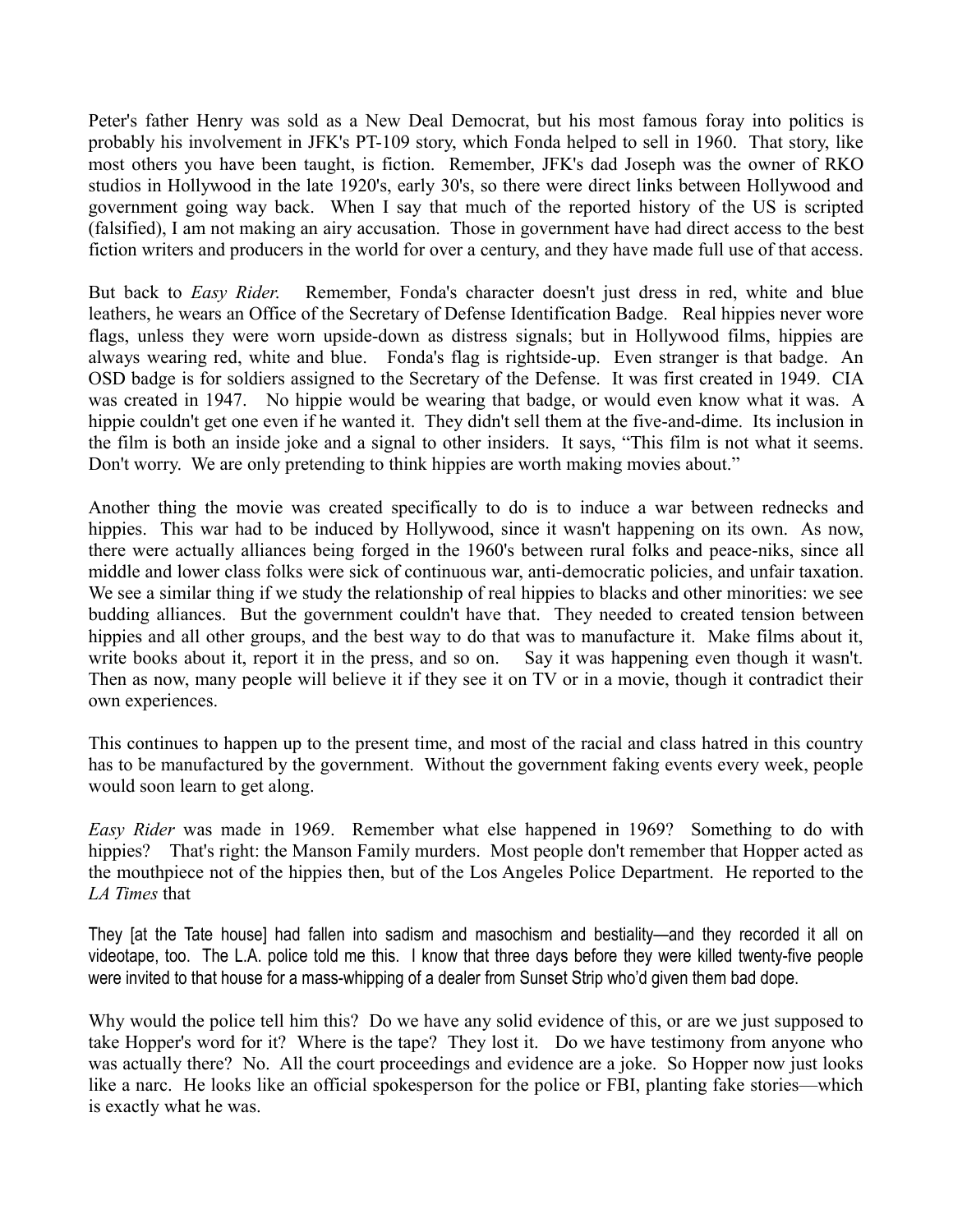Peter's father Henry was sold as a New Deal Democrat, but his most famous foray into politics is probably his involvement in JFK's PT-109 story, which Fonda helped to sell in 1960. That story, like most others you have been taught, is fiction. Remember, JFK's dad Joseph was the owner of RKO studios in Hollywood in the late 1920's, early 30's, so there were direct links between Hollywood and government going way back. When I say that much of the reported history of the US is scripted (falsified), I am not making an airy accusation. Those in government have had direct access to the best fiction writers and producers in the world for over a century, and they have made full use of that access.

But back to *Easy Rider.* Remember, Fonda's character doesn't just dress in red, white and blue leathers, he wears an Office of the Secretary of Defense Identification Badge. Real hippies never wore flags, unless they were worn upside-down as distress signals; but in Hollywood films, hippies are always wearing red, white and blue. Fonda's flag is rightside-up. Even stranger is that badge. An OSD badge is for soldiers assigned to the Secretary of the Defense. It was first created in 1949. CIA was created in 1947. No hippie would be wearing that badge, or would even know what it was. A hippie couldn't get one even if he wanted it. They didn't sell them at the five-and-dime. Its inclusion in the film is both an inside joke and a signal to other insiders. It says, "This film is not what it seems. Don't worry. We are only pretending to think hippies are worth making movies about."

Another thing the movie was created specifically to do is to induce a war between rednecks and hippies. This war had to be induced by Hollywood, since it wasn't happening on its own. As now, there were actually alliances being forged in the 1960's between rural folks and peace-niks, since all middle and lower class folks were sick of continuous war, anti-democratic policies, and unfair taxation. We see a similar thing if we study the relationship of real hippies to blacks and other minorities: we see budding alliances. But the government couldn't have that. They needed to created tension between hippies and all other groups, and the best way to do that was to manufacture it. Make films about it, write books about it, report it in the press, and so on. Say it was happening even though it wasn't. Then as now, many people will believe it if they see it on TV or in a movie, though it contradict their own experiences.

This continues to happen up to the present time, and most of the racial and class hatred in this country has to be manufactured by the government. Without the government faking events every week, people would soon learn to get along.

*Easy Rider* was made in 1969. Remember what else happened in 1969? Something to do with hippies? That's right: the Manson Family murders. Most people don't remember that Hopper acted as the mouthpiece not of the hippies then, but of the Los Angeles Police Department. He reported to the *LA Times* that

> They [at the Tate house] had fallen into sadism and masochism and bestiality—and they recorded it all on videotape, too. The L.A. police told me this. I know that three days before they were killed twenty-five people were invited to that house for a mass-whipping of a dealer from Sunset Strip who'd given them bad dope.

Why would the police tell him this? Do we have any solid evidence of this, or are we just supposed to take Hopper's word for it? Where is the tape? They lost it. Do we have testimony from anyone who was actually there? No. All the court proceedings and evidence are a joke. So Hopper now just looks like a narc. He looks like an official spokesperson for the police or FBI, planting fake stories—which is exactly what he was.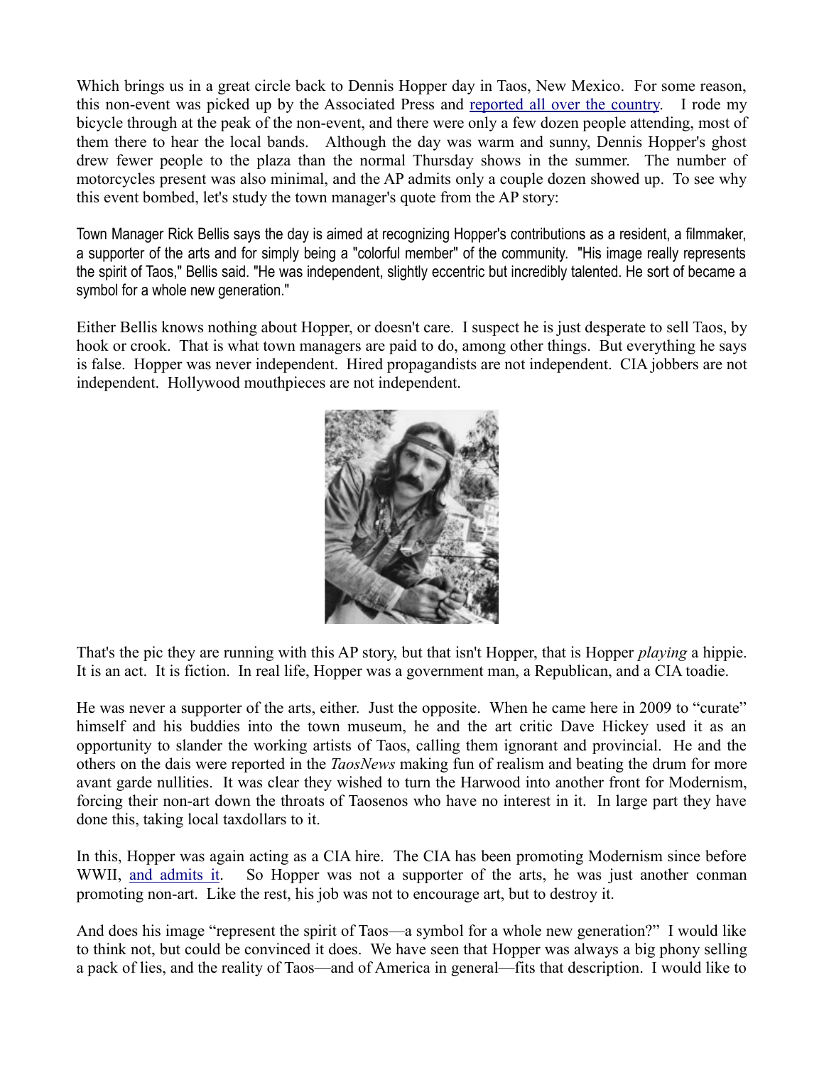Which brings us in a great circle back to Dennis Hopper day in Taos, New Mexico. For some reason, this non-event was picked up by the Associated Press and [reported all over the country](). I rode my bicycle through at the peak of the non-event, and there were only a few dozen people attending, most of them there to hear the local bands. Although the day was warm and sunny, Dennis Hopper's ghost drew fewer people to the plaza than the normal Thursday shows in the summer. The number of motorcycles present was also minimal, and the AP admits only a couple dozen showed up. To see why this event bombed, let's study the town manager's quote from the AP story:

Town Manager Rick Bellis says the day is aimed at recognizing Hopper's contributions as a resident, a filmmaker, a supporter of the arts and for simply being a "colorful member" of the community. "His image really represents the spirit of Taos," Bellis said. "He was independent, slightly eccentric but incredibly talented. He sort of became a symbol for a whole new generation."

Either Bellis knows nothing about Hopper, or doesn't care. I suspect he is just desperate to sell Taos, by hook or crook. That is what town managers are paid to do, among other things. But everything he says is false. Hopper was never independent. Hired propagandists are not independent. CIA jobbers are not independent. Hollywood mouthpieces are not independent.

That's the pic they are running with this AP story, but that isn't Hopper, that is Hopper *playing* a hippie. It is an act. It is fiction. In real life, Hopper was a government man, a Republican, and a CIA toadie.

He was never a supporter of the arts, either. Just the opposite. When he came here in 2009 to "curate" himself and his buddies into the town museum, he and the art critic Dave Hickey used it as an opportunity to slander the working artists of Taos, calling them ignorant and provincial. He and the others on the dais were reported in the *TaosNews* making fun of realism and beating the drum for more avant garde nullities. It was clear they wished to turn the Harwood into another front for Modernism, forcing their non-art down the throats of Taosenos who have no interest in it. In large part they have done this, taking local taxdollars to it.

In this, Hopper was again acting as a CIA hire. The CIA has been promoting Modernism since before WWII, [and admits it](). So Hopper was not a supporter of the arts, he was just another conman promoting non-art. Like the rest, his job was not to encourage art, but to destroy it.

And does his image "represent the spirit of Taos—a symbol for a whole new generation?" I would like to think not, but could be convinced it does. We have seen that Hopper was always a big phony selling a pack of lies, and the reality of Taos—and of America in general—fits that description. I would like to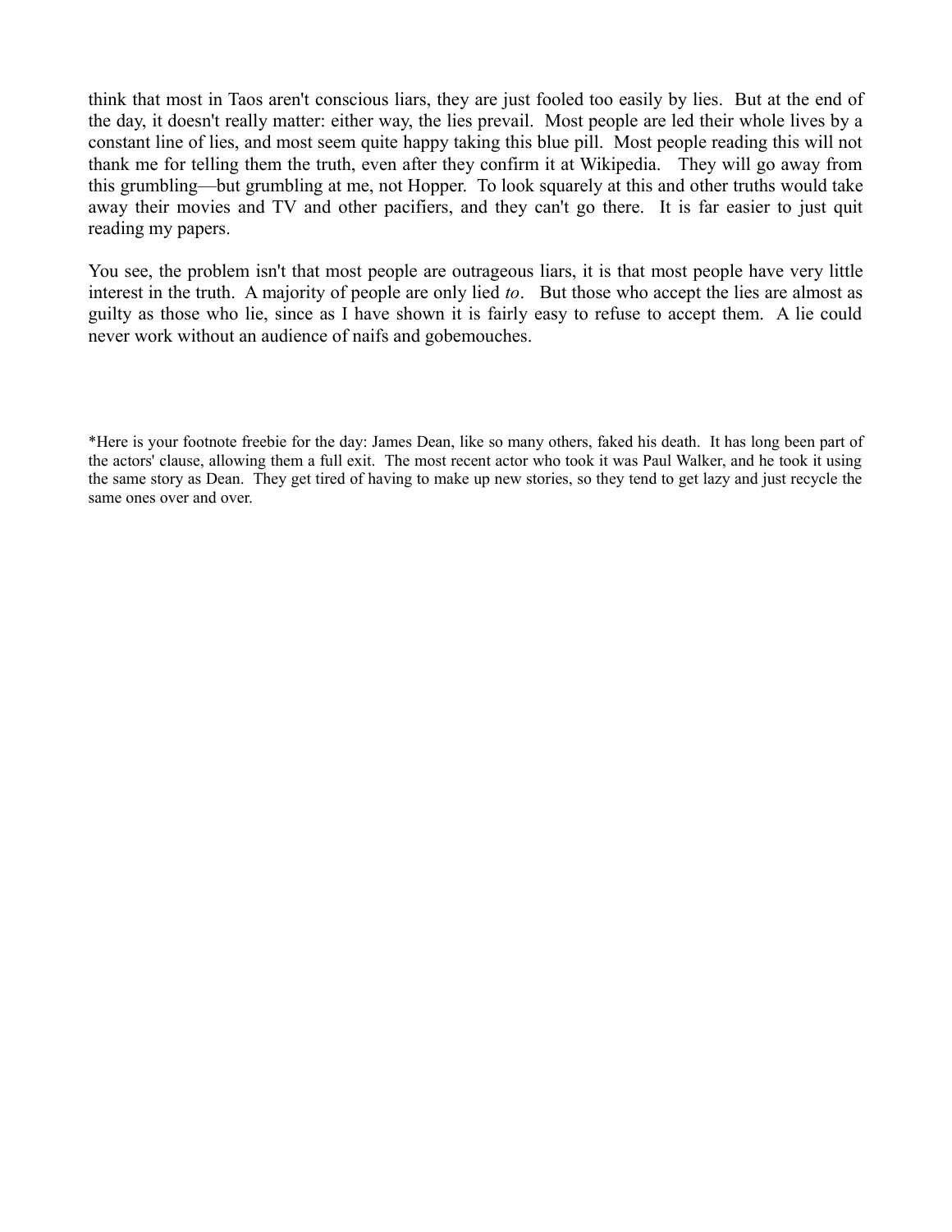think that most in Taos aren't conscious liars, they are just fooled too easily by lies. But at the end of the day, it doesn't really matter: either way, the lies prevail. Most people are led their whole lives by a constant line of lies, and most seem quite happy taking this blue pill. Most people reading this will not thank me for telling them the truth, even after they confirm it at Wikipedia. They will go away from this grumbling—but grumbling at me, not Hopper. To look squarely at this and other truths would take away their movies and TV and other pacifiers, and they can't go there. It is far easier to just quit reading my papers.

You see, the problem isn't that most people are outrageous liars, it is that most people have very little interest in the truth. A majority of people are only lied *to*. But those who accept the lies are almost as guilty as those who lie, since as I have shown it is fairly easy to refuse to accept them. A lie could never work without an audience of naifs and gobemouches.

*Here is your footnote freebie for the day: James Dean, like so many others, faked his death. It has long been part of the actors' clause, allowing them a full exit. The most recent actor who took it was Paul Walker, and he took it using the same story as Dean. They get tired of having to make up new stories, so they tend to get lazy and just recycle the same ones over and over.